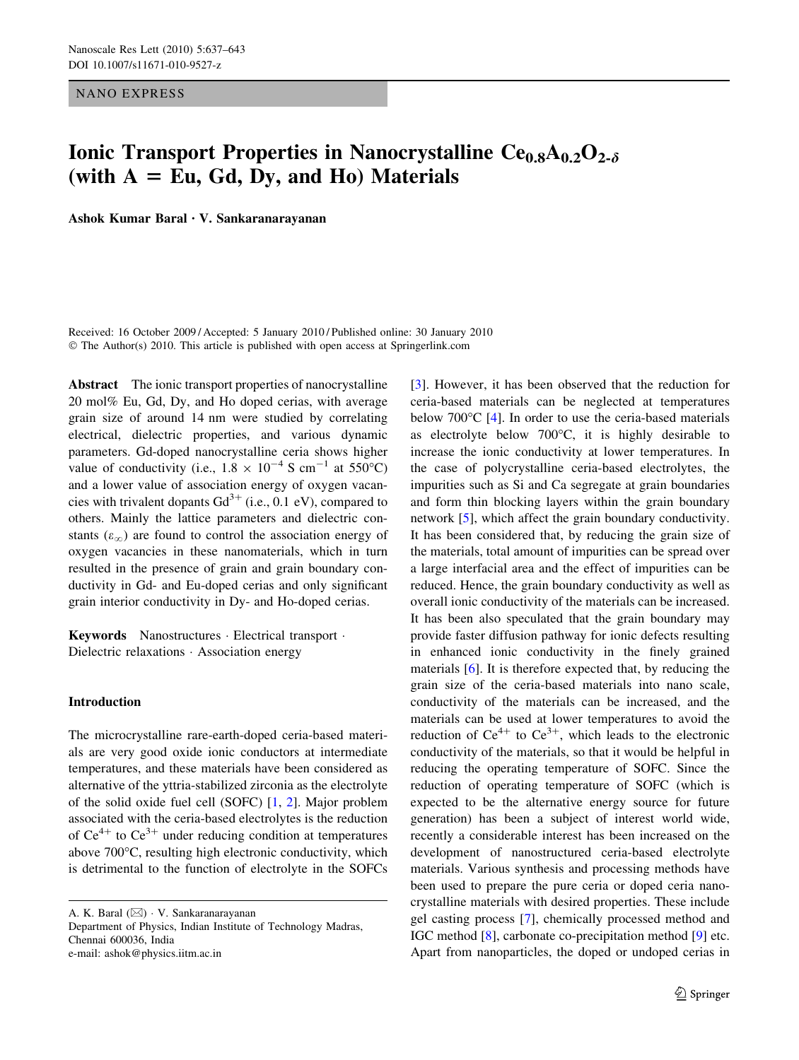NANO EXPRESS

# Ionic Transport Properties in Nanocrystalline $Ce_{0.8}A_{0.2}O_{2-\delta}$ (with A = Eu, Gd, Dy, and Ho) Materials

**Ashok Kumar Baral · V. Sankaranarayanan**

Received: 16 October 2009 / Accepted: 5 January 2010 / Published online: 30 January 2010
© The Author(s) 2010. This article is published with open access at Springerlink.com

**Abstract** The ionic transport properties of nanocrystalline 20 mol% Eu, Gd, Dy, and Ho doped cerias, with average grain size of around 14 nm were studied by correlating electrical, dielectric properties, and various dynamic parameters. Gd-doped nanocrystalline ceria shows higher value of conductivity (i.e., $1.8 \times 10^{-4}$ S cm$^{-1}$ at 550°C) and a lower value of association energy of oxygen vacancies with trivalent dopants $Gd^{3+}$ (i.e., 0.1 eV), compared to others. Mainly the lattice parameters and dielectric constants ($\varepsilon_{\infty}$) are found to control the association energy of oxygen vacancies in these nanomaterials, which in turn resulted in the presence of grain and grain boundary conductivity in Gd- and Eu-doped cerias and only significant grain interior conductivity in Dy- and Ho-doped cerias.

**Keywords** Nanostructures · Electrical transport · Dielectric relaxations · Association energy

A. K. Baral (✉) · V. Sankaranarayanan
Department of Physics, Indian Institute of Technology Madras, Chennai 600036, India
e-mail: ashok@physics.iitm.ac.in

## Introduction

The microcrystalline rare-earth-doped ceria-based materials are very good oxide ionic conductors at intermediate temperatures, and these materials have been considered as alternative of the yttria-stabilized zirconia as the electrolyte of the solid oxide fuel cell (SOFC) [1, 2]. Major problem associated with the ceria-based electrolytes is the reduction of $Ce^{4+}$ to $Ce^{3+}$ under reducing condition at temperatures above 700°C, resulting high electronic conductivity, which is detrimental to the function of electrolyte in the SOFCs [3]. However, it has been observed that the reduction for ceria-based materials can be neglected at temperatures below 700°C [4]. In order to use the ceria-based materials as electrolyte below 700°C, it is highly desirable to increase the ionic conductivity at lower temperatures. In the case of polycrystalline ceria-based electrolytes, the impurities such as Si and Ca segregate at grain boundaries and form thin blocking layers within the grain boundary network [5], which affect the grain boundary conductivity. It has been considered that, by reducing the grain size of the materials, total amount of impurities can be spread over a large interfacial area and the effect of impurities can be reduced. Hence, the grain boundary conductivity as well as overall ionic conductivity of the materials can be increased. It has been also speculated that the grain boundary may provide faster diffusion pathway for ionic defects resulting in enhanced ionic conductivity in the finely grained materials [6]. It is therefore expected that, by reducing the grain size of the ceria-based materials into nano scale, conductivity of the materials can be increased, and the materials can be used at lower temperatures to avoid the reduction of $Ce^{4+}$ to $Ce^{3+}$, which leads to the electronic conductivity of the materials, so that it would be helpful in reducing the operating temperature of SOFC. Since the reduction of operating temperature of SOFC (which is expected to be the alternative energy source for future generation) has been a subject of interest world wide, recently a considerable interest has been increased on the development of nanostructured ceria-based electrolyte materials. Various synthesis and processing methods have been used to prepare the pure ceria or doped ceria nanocrystalline materials with desired properties. These include gel casting process [7], chemically processed method and IGC method [8], carbonate co-precipitation method [9] etc. Apart from nanoparticles, the doped or undoped cerias in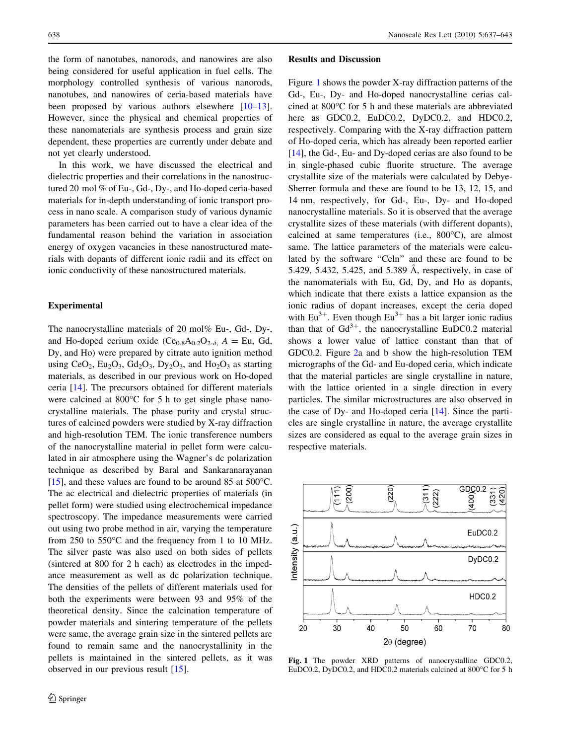the form of nanotubes, nanorods, and nanowires are also being considered for useful application in fuel cells. The morphology controlled synthesis of various nanorods, nanotubes, and nanowires of ceria-based materials have been proposed by various authors elsewhere [10–13]. However, since the physical and chemical properties of these nanomaterials are synthesis process and grain size dependent, these properties are currently under debate and not yet clearly understood.

In this work, we have discussed the electrical and dielectric properties and their correlations in the nanostructured 20 mol % of Eu-, Gd-, Dy-, and Ho-doped ceria-based materials for in-depth understanding of ionic transport process in nano scale. A comparison study of various dynamic parameters has been carried out to have a clear idea of the fundamental reason behind the variation in association energy of oxygen vacancies in these nanostructured materials with dopants of different ionic radii and its effect on ionic conductivity of these nanostructured materials.

## Experimental

The nanocrystalline materials of 20 mol% Eu-, Gd-, Dy-, and Ho-doped cerium oxide ($Ce_{0.8}A_{0.2}O_{2-\delta}$, $A$ = Eu, Gd, Dy, and Ho) were prepared by citrate auto ignition method using $CeO_2$, $Eu_2O_3$, $Gd_2O_3$, $Dy_2O_3$, and $Ho_2O_3$ as starting materials, as described in our previous work on Ho-doped ceria [14]. The precursors obtained for different materials were calcined at 800°C for 5 h to get single phase nanocrystalline materials. The phase purity and crystal structures of calcined powders were studied by X-ray diffraction and high-resolution TEM. The ionic transference numbers of the nanocrystalline material in pellet form were calculated in air atmosphere using the Wagner's dc polarization technique as described by Baral and Sankaranarayanan [15], and these values are found to be around 85 at 500°C. The ac electrical and dielectric properties of materials (in pellet form) were studied using electrochemical impedance spectroscopy. The impedance measurements were carried out using two probe method in air, varying the temperature from 250 to 550°C and the frequency from 1 to 10 MHz. The silver paste was also used on both sides of pellets (sintered at 800 for 2 h each) as electrodes in the impedance measurement as well as dc polarization technique. The densities of the pellets of different materials used for both the experiments were between 93 and 95% of the theoretical density. Since the calcination temperature of powder materials and sintering temperature of the pellets were same, the average grain size in the sintered pellets are found to remain same and the nanocrystallinity in the pellets is maintained in the sintered pellets, as it was observed in our previous result [15].

## Results and Discussion

Figure 1 shows the powder X-ray diffraction patterns of the Gd-, Eu-, Dy- and Ho-doped nanocrystalline cerias calcined at 800°C for 5 h and these materials are abbreviated here as GDC0.2, EuDC0.2, DyDC0.2, and HDC0.2, respectively. Comparing with the X-ray diffraction pattern of Ho-doped ceria, which has already been reported earlier [14], the Gd-, Eu- and Dy-doped cerias are also found to be in single-phased cubic fluorite structure. The average crystallite size of the materials were calculated by Debye-Sherrer formula and these are found to be 13, 12, 15, and 14 nm, respectively, for Gd-, Eu-, Dy- and Ho-doped nanocrystalline materials. So it is observed that the average crystallite sizes of these materials (with different dopants), calcined at same temperatures (i.e., 800°C), are almost same. The lattice parameters of the materials were calculated by the software "Celn" and these are found to be 5.429, 5.432, 5.425, and 5.389 Å, respectively, in case of the nanomaterials with Eu, Gd, Dy, and Ho as dopants, which indicate that there exists a lattice expansion as the ionic radius of dopant increases, except the ceria doped with $Eu^{3+}$. Even though $Eu^{3+}$ has a bit larger ionic radius than that of $Gd^{3+}$, the nanocrystalline EuDC0.2 material shows a lower value of lattice constant than that of GDC0.2. Figure 2a and b show the high-resolution TEM micrographs of the Gd- and Eu-doped ceria, which indicate that the material particles are single crystalline in nature, with the lattice oriented in a single direction in every particles. The similar microstructures are also observed in the case of Dy- and Ho-doped ceria [14]. Since the particles are single crystalline in nature, the average crystallite sizes are considered as equal to the average grain sizes in respective materials.

**Fig. 1** The powder XRD patterns of nanocrystalline GDC0.2, EuDC0.2, DyDC0.2, and HDC0.2 materials calcined at 800°C for 5 h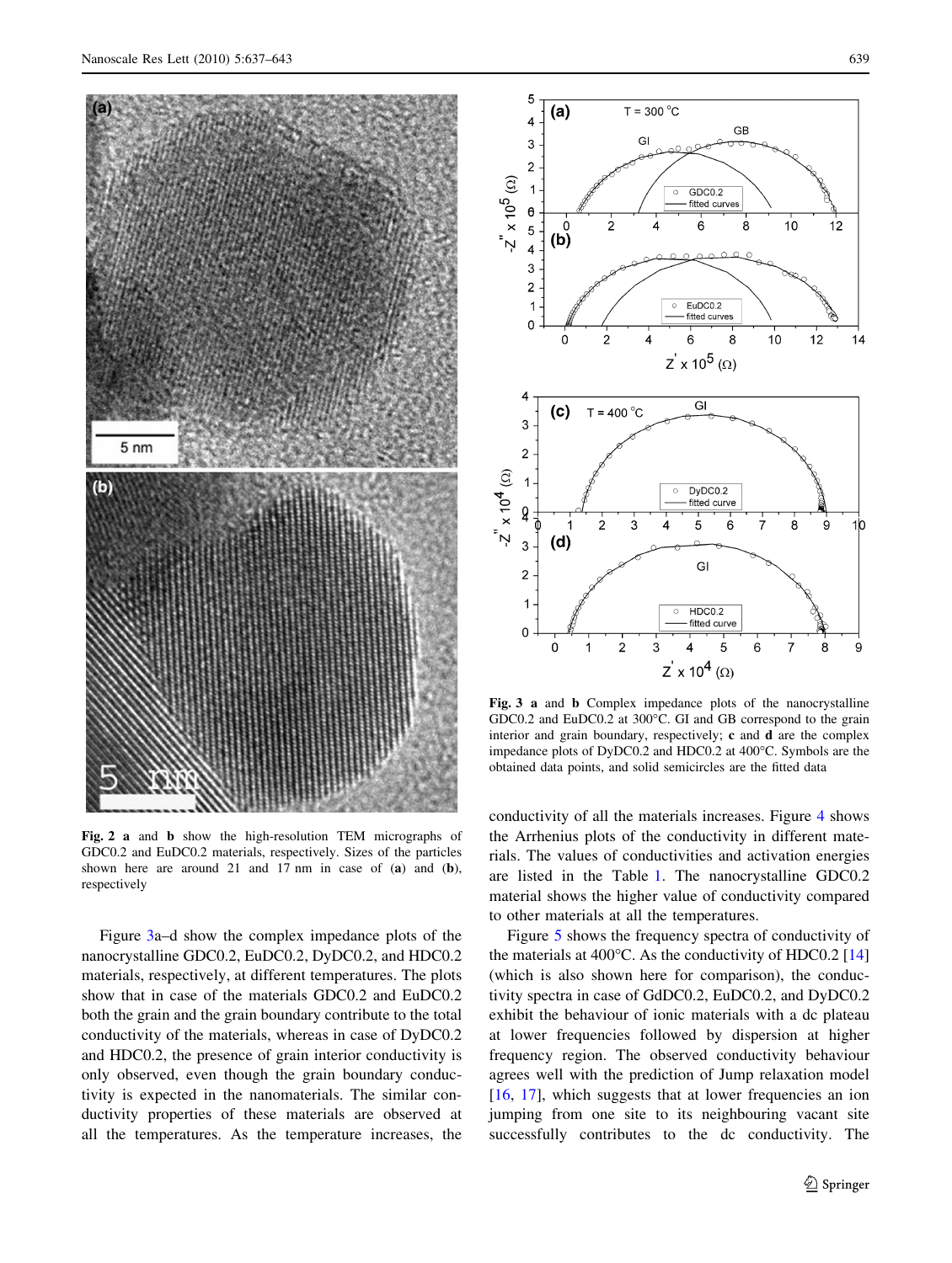**Fig. 2** **a** and **b** show the high-resolution TEM micrographs of GDC0.2 and EuDC0.2 materials, respectively. Sizes of the particles shown here are around 21 and 17 nm in case of (**a**) and (**b**), respectively

Figure 3a–d show the complex impedance plots of the nanocrystalline GDC0.2, EuDC0.2, DyDC0.2, and HDC0.2 materials, respectively, at different temperatures. The plots show that in case of the materials GDC0.2 and EuDC0.2 both the grain and the grain boundary contribute to the total conductivity of the materials, whereas in case of DyDC0.2 and HDC0.2, the presence of grain interior conductivity is only observed, even though the grain boundary conductivity is expected in the nanomaterials. The similar conductivity properties of these materials are observed at all the temperatures. As the temperature increases, the conductivity of all the materials increases. Figure 4 shows the Arrhenius plots of the conductivity in different materials. The values of conductivities and activation energies are listed in the Table 1. The nanocrystalline GDC0.2 material shows the higher value of conductivity compared to other materials at all the temperatures.

**Fig. 3** **a** and **b** Complex impedance plots of the nanocrystalline GDC0.2 and EuDC0.2 at 300°C. GI and GB correspond to the grain interior and grain boundary, respectively; **c** and **d** are the complex impedance plots of DyDC0.2 and HDC0.2 at 400°C. Symbols are the obtained data points, and solid semicircles are the fitted data

Figure 5 shows the frequency spectra of conductivity of the materials at 400°C. As the conductivity of HDC0.2 [14] (which is also shown here for comparison), the conductivity spectra in case of GdDC0.2, EuDC0.2, and DyDC0.2 exhibit the behaviour of ionic materials with a dc plateau at lower frequencies followed by dispersion at higher frequency region. The observed conductivity behaviour agrees well with the prediction of Jump relaxation model [16, 17], which suggests that at lower frequencies an ion jumping from one site to its neighbouring vacant site successfully contributes to the dc conductivity. The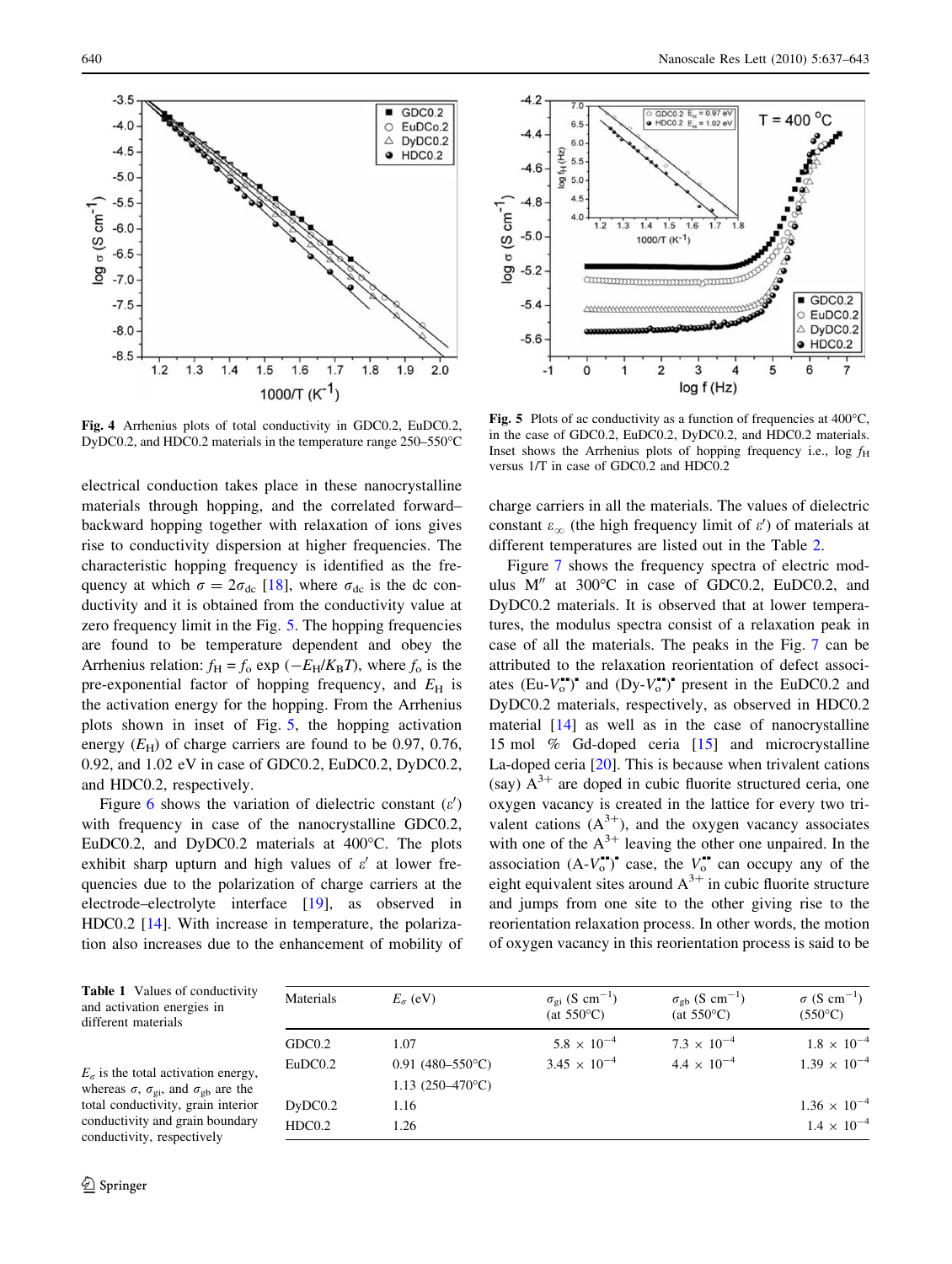**Fig. 4** Arrhenius plots of total conductivity in GDC0.2, EuDC0.2, DyDC0.2, and HDC0.2 materials in the temperature range 250–550°C

**Fig. 5** Plots of ac conductivity as a function of frequencies at 400°C, in the case of GDC0.2, EuDC0.2, DyDC0.2, and HDC0.2 materials. Inset shows the Arrhenius plots of hopping frequency i.e., log $f_H$ versus 1/T in case of GDC0.2 and HDC0.2

electrical conduction takes place in these nanocrystalline materials through hopping, and the correlated forward–backward hopping together with relaxation of ions gives rise to conductivity dispersion at higher frequencies. The characteristic hopping frequency is identified as the frequency at which $\sigma = 2\sigma_{dc}$ [18], where $\sigma_{dc}$ is the dc conductivity and it is obtained from the conductivity value at zero frequency limit in the Fig. 5. The hopping frequencies are found to be temperature dependent and obey the Arrhenius relation: $f_H = f_o \exp(-E_H/K_BT)$, where $f_o$ is the pre-exponential factor of hopping frequency, and $E_H$ is the activation energy for the hopping. From the Arrhenius plots shown in inset of Fig. 5, the hopping activation energy ($E_H$) of charge carriers are found to be 0.97, 0.76, 0.92, and 1.02 eV in case of GDC0.2, EuDC0.2, DyDC0.2, and HDC0.2, respectively.

Figure 6 shows the variation of dielectric constant ($\varepsilon'$) with frequency in case of the nanocrystalline GDC0.2, EuDC0.2, and DyDC0.2 materials at 400°C. The plots exhibit sharp upturn and high values of $\varepsilon'$ at lower frequencies due to the polarization of charge carriers at the electrode–electrolyte interface [19], as observed in HDC0.2 [14]. With increase in temperature, the polarization also increases due to the enhancement of mobility of charge carriers in all the materials. The values of dielectric constant $\varepsilon_\infty$ (the high frequency limit of $\varepsilon'$) of materials at different temperatures are listed out in the Table 2.

Figure 7 shows the frequency spectra of electric modulus M″ at 300°C in case of GDC0.2, EuDC0.2, and DyDC0.2 materials. It is observed that at lower temperatures, the modulus spectra consist of a relaxation peak in case of all the materials. The peaks in the Fig. 7 can be attributed to the relaxation reorientation of defect associates $(Eu\text{-}V_o^{\bullet\bullet})^{\bullet}$ and $(Dy\text{-}V_o^{\bullet\bullet})^{\bullet}$ present in the EuDC0.2 and DyDC0.2 materials, respectively, as observed in HDC0.2 material [14] as well as in the case of nanocrystalline 15 mol % Gd-doped ceria [15] and microcrystalline La-doped ceria [20]. This is because when trivalent cations (say) $A^{3+}$ are doped in cubic fluorite structured ceria, one oxygen vacancy is created in the lattice for every two trivalent cations ($A^{3+}$), and the oxygen vacancy associates with one of the $A^{3+}$ leaving the other one unpaired. In the association $(A\text{-}V_o^{\bullet\bullet})^{\bullet}$ case, the $V_o^{\bullet\bullet}$ can occupy any of the eight equivalent sites around $A^{3+}$ in cubic fluorite structure and jumps from one site to the other giving rise to the reorientation relaxation process. In other words, the motion of oxygen vacancy in this reorientation process is said to be

**Table 1** Values of conductivity and activation energies in different materials

| Materials | $E_\sigma$ (eV) | $\sigma_{gi}$ (S cm$^{-1}$) (at 550°C) | $\sigma_{gb}$ (S cm$^{-1}$) (at 550°C) | $\sigma$ (S cm$^{-1}$) (550°C) |
|---|---|---|---|---|
| GDC0.2 | 1.07 | $5.8 \times 10^{-4}$ | $7.3 \times 10^{-4}$ | $1.8 \times 10^{-4}$ |
| EuDC0.2 | 0.91 (480–550°C) | $3.45 \times 10^{-4}$ | $4.4 \times 10^{-4}$ | $1.39 \times 10^{-4}$ |
| | 1.13 (250–470°C) | | | |
| DyDC0.2 | 1.16 | | | $1.36 \times 10^{-4}$ |
| HDC0.2 | 1.26 | | | $1.4 \times 10^{-4}$ |

$E_\sigma$ is the total activation energy, whereas $\sigma$, $\sigma_{gi}$, and $\sigma_{gb}$ are the total conductivity, grain interior conductivity and grain boundary conductivity, respectively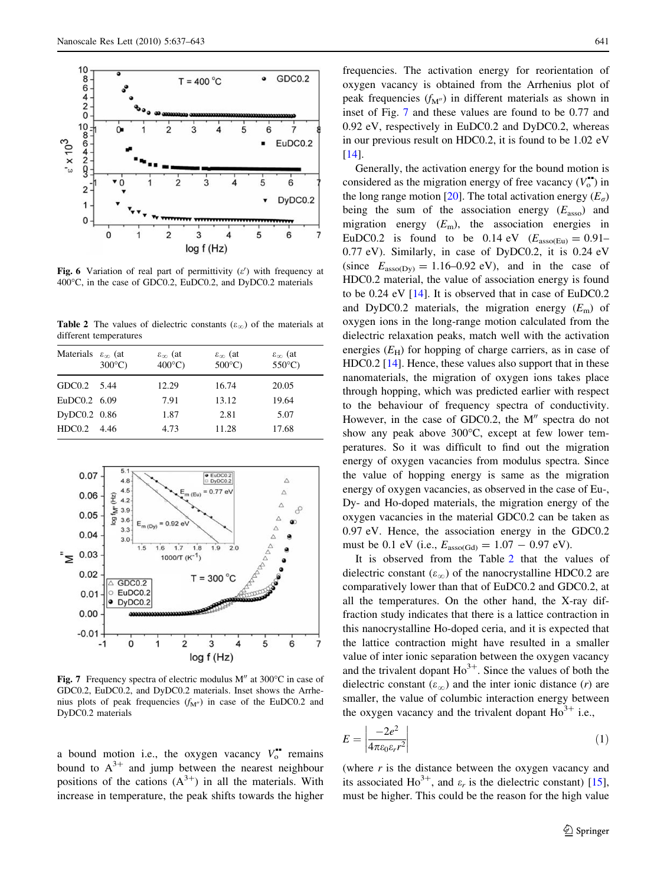Fig. 6 Variation of real part of permittivity ($\varepsilon'$) with frequency at 400°C, in the case of GDC0.2, EuDC0.2, and DyDC0.2 materials

Table 2 The values of dielectric constants ($\varepsilon_\infty$) of the materials at different temperatures

| Materials | $\varepsilon_\infty$ (at 300°C) | $\varepsilon_\infty$ (at 400°C) | $\varepsilon_\infty$ (at 500°C) | $\varepsilon_\infty$ (at 550°C) |
|---|---|---|---|---|
| GDC0.2 | 5.44 | 12.29 | 16.74 | 20.05 |
| EuDC0.2 | 6.09 | 7.91 | 13.12 | 19.64 |
| DyDC0.2 | 0.86 | 1.87 | 2.81 | 5.07 |
| HDC0.2 | 4.46 | 4.73 | 11.28 | 17.68 |

Fig. 7 Frequency spectra of electric modulus M″ at 300°C in case of GDC0.2, EuDC0.2, and DyDC0.2 materials. Inset shows the Arrhenius plots of peak frequencies ($f_{M''}$) in case of the EuDC0.2 and DyDC0.2 materials

a bound motion i.e., the oxygen vacancy $V_o^{\bullet\bullet}$ remains bound to $A^{3+}$ and jump between the nearest neighbour positions of the cations ($A^{3+}$) in all the materials. With increase in temperature, the peak shifts towards the higher frequencies. The activation energy for reorientation of oxygen vacancy is obtained from the Arrhenius plot of peak frequencies ($f_{M''}$) in different materials as shown in inset of Fig. 7 and these values are found to be 0.77 and 0.92 eV, respectively in EuDC0.2 and DyDC0.2, whereas in our previous result on HDC0.2, it is found to be 1.02 eV [14].

Generally, the activation energy for the bound motion is considered as the migration energy of free vacancy ($V_o^{\bullet\bullet}$) in the long range motion [20]. The total activation energy ($E_\sigma$) being the sum of the association energy ($E_{asso}$) and migration energy ($E_m$), the association energies in EuDC0.2 is found to be 0.14 eV ($E_{asso(Eu)} = 0.91$–$0.77$ eV). Similarly, in case of DyDC0.2, it is 0.24 eV (since $E_{asso(Dy)} = 1.16$–$0.92$ eV), and in the case of HDC0.2 material, the value of association energy is found to be 0.24 eV [14]. It is observed that in case of EuDC0.2 and DyDC0.2 materials, the migration energy ($E_m$) of oxygen ions in the long-range motion calculated from the dielectric relaxation peaks, match well with the activation energies ($E_H$) for hopping of charge carriers, as in case of HDC0.2 [14]. Hence, these values also support that in these nanomaterials, the migration of oxygen ions takes place through hopping, which was predicted earlier with respect to the behaviour of frequency spectra of conductivity. However, in the case of GDC0.2, the M″ spectra do not show any peak above 300°C, except at few lower temperatures. So it was difficult to find out the migration energy of oxygen vacancies from modulus spectra. Since the value of hopping energy is same as the migration energy of oxygen vacancies, as observed in the case of Eu-, Dy- and Ho-doped materials, the migration energy of the oxygen vacancies in the material GDC0.2 can be taken as 0.97 eV. Hence, the association energy in the GDC0.2 must be 0.1 eV (i.e., $E_{asso(Gd)} = 1.07 - 0.97$ eV).

It is observed from the Table 2 that the values of dielectric constant ($\varepsilon_\infty$) of the nanocrystalline HDC0.2 are comparatively lower than that of EuDC0.2 and GDC0.2, at all the temperatures. On the other hand, the X-ray diffraction study indicates that there is a lattice contraction in this nanocrystalline Ho-doped ceria, and it is expected that the lattice contraction might have resulted in a smaller value of inter ionic separation between the oxygen vacancy and the trivalent dopant $Ho^{3+}$. Since the values of both the dielectric constant ($\varepsilon_\infty$) and the inter ionic distance ($r$) are smaller, the value of columbic interaction energy between the oxygen vacancy and the trivalent dopant $Ho^{3+}$ i.e.,

$$E = \left| \frac{-2e^2}{4\pi\varepsilon_0\varepsilon_r r^2} \right| \tag{1}$$

(where $r$ is the distance between the oxygen vacancy and its associated $Ho^{3+}$, and $\varepsilon_r$ is the dielectric constant) [15], must be higher. This could be the reason for the high value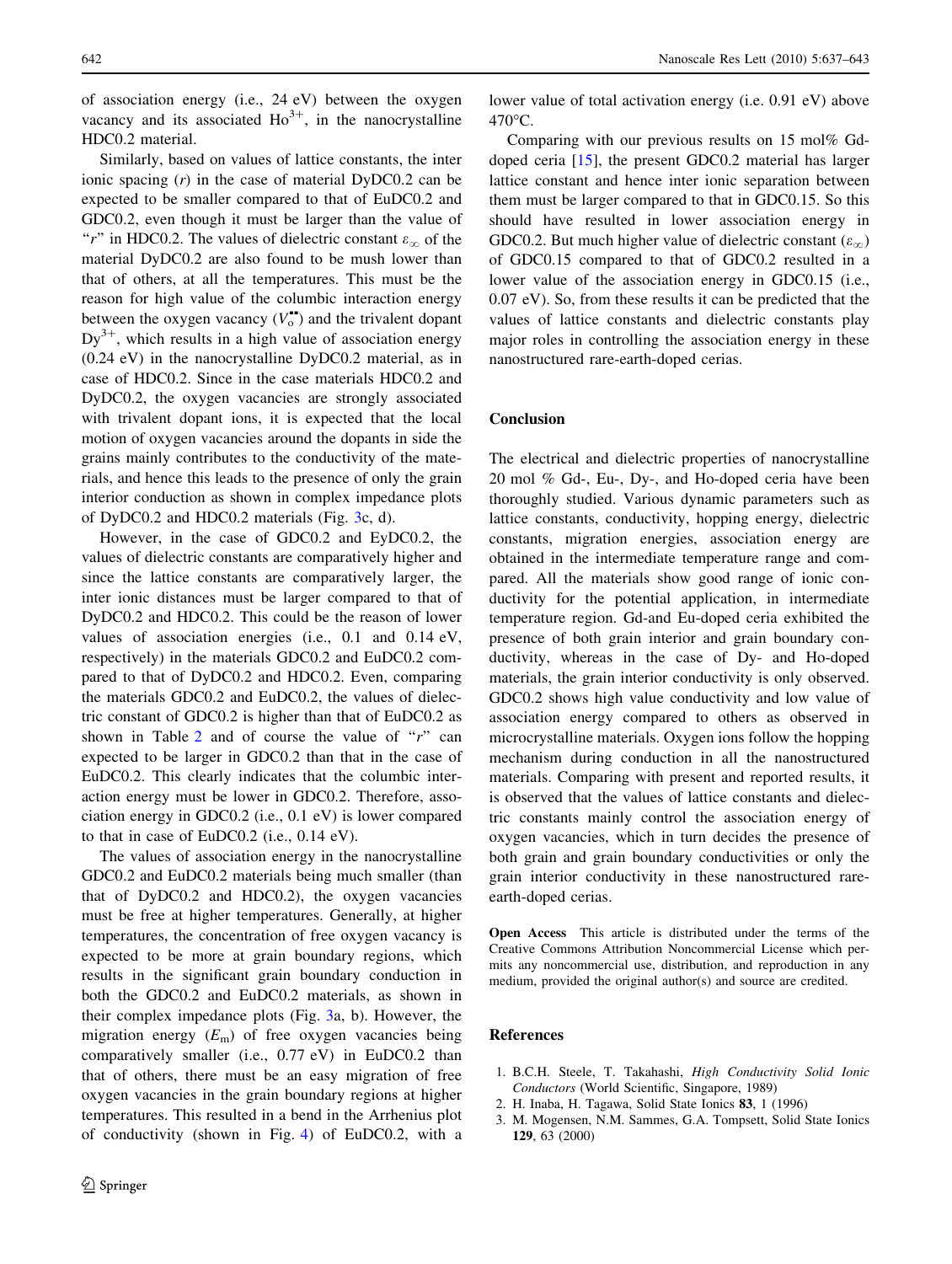of association energy (i.e., 24 eV) between the oxygen vacancy and its associated $Ho^{3+}$, in the nanocrystalline HDC0.2 material.

Similarly, based on values of lattice constants, the inter ionic spacing ($r$) in the case of material DyDC0.2 can be expected to be smaller compared to that of EuDC0.2 and GDC0.2, even though it must be larger than the value of "$r$" in HDC0.2. The values of dielectric constant $\varepsilon_{\infty}$ of the material DyDC0.2 are also found to be mush lower than that of others, at all the temperatures. This must be the reason for high value of the columbic interaction energy between the oxygen vacancy ($V_o^{\bullet\bullet}$) and the trivalent dopant $Dy^{3+}$, which results in a high value of association energy (0.24 eV) in the nanocrystalline DyDC0.2 material, as in case of HDC0.2. Since in the case materials HDC0.2 and DyDC0.2, the oxygen vacancies are strongly associated with trivalent dopant ions, it is expected that the local motion of oxygen vacancies around the dopants in side the grains mainly contributes to the conductivity of the materials, and hence this leads to the presence of only the grain interior conduction as shown in complex impedance plots of DyDC0.2 and HDC0.2 materials (Fig. 3c, d).

However, in the case of GDC0.2 and EyDC0.2, the values of dielectric constants are comparatively higher and since the lattice constants are comparatively larger, the inter ionic distances must be larger compared to that of DyDC0.2 and HDC0.2. This could be the reason of lower values of association energies (i.e., 0.1 and 0.14 eV, respectively) in the materials GDC0.2 and EuDC0.2 compared to that of DyDC0.2 and HDC0.2. Even, comparing the materials GDC0.2 and EuDC0.2, the values of dielectric constant of GDC0.2 is higher than that of EuDC0.2 as shown in Table 2 and of course the value of "$r$" can expected to be larger in GDC0.2 than that in the case of EuDC0.2. This clearly indicates that the columbic interaction energy must be lower in GDC0.2. Therefore, association energy in GDC0.2 (i.e., 0.1 eV) is lower compared to that in case of EuDC0.2 (i.e., 0.14 eV).

The values of association energy in the nanocrystalline GDC0.2 and EuDC0.2 materials being much smaller (than that of DyDC0.2 and HDC0.2), the oxygen vacancies must be free at higher temperatures. Generally, at higher temperatures, the concentration of free oxygen vacancy is expected to be more at grain boundary regions, which results in the significant grain boundary conduction in both the GDC0.2 and EuDC0.2 materials, as shown in their complex impedance plots (Fig. 3a, b). However, the migration energy ($E_m$) of free oxygen vacancies being comparatively smaller (i.e., 0.77 eV) in EuDC0.2 than that of others, there must be an easy migration of free oxygen vacancies in the grain boundary regions at higher temperatures. This resulted in a bend in the Arrhenius plot of conductivity (shown in Fig. 4) of EuDC0.2, with a lower value of total activation energy (i.e. 0.91 eV) above 470°C.

Comparing with our previous results on 15 mol% Gd-doped ceria [15], the present GDC0.2 material has larger lattice constant and hence inter ionic separation between them must be larger compared to that in GDC0.15. So this should have resulted in lower association energy in GDC0.2. But much higher value of dielectric constant ($\varepsilon_{\infty}$) of GDC0.15 compared to that of GDC0.2 resulted in a lower value of the association energy in GDC0.15 (i.e., 0.07 eV). So, from these results it can be predicted that the values of lattice constants and dielectric constants play major roles in controlling the association energy in these nanostructured rare-earth-doped cerias.

## Conclusion

The electrical and dielectric properties of nanocrystalline 20 mol % Gd-, Eu-, Dy-, and Ho-doped ceria have been thoroughly studied. Various dynamic parameters such as lattice constants, conductivity, hopping energy, dielectric constants, migration energies, association energy are obtained in the intermediate temperature range and compared. All the materials show good range of ionic conductivity for the potential application, in intermediate temperature region. Gd-and Eu-doped ceria exhibited the presence of both grain interior and grain boundary conductivity, whereas in the case of Dy- and Ho-doped materials, the grain interior conductivity is only observed. GDC0.2 shows high value conductivity and low value of association energy compared to others as observed in microcrystalline materials. Oxygen ions follow the hopping mechanism during conduction in all the nanostructured materials. Comparing with present and reported results, it is observed that the values of lattice constants and dielectric constants mainly control the association energy of oxygen vacancies, which in turn decides the presence of both grain and grain boundary conductivities or only the grain interior conductivity in these nanostructured rare-earth-doped cerias.

**Open Access** This article is distributed under the terms of the Creative Commons Attribution Noncommercial License which permits any noncommercial use, distribution, and reproduction in any medium, provided the original author(s) and source are credited.

## References

1. B.C.H. Steele, T. Takahashi, *High Conductivity Solid Ionic Conductors* (World Scientific, Singapore, 1989)
2. H. Inaba, H. Tagawa, Solid State Ionics **83**, 1 (1996)
3. M. Mogensen, N.M. Sammes, G.A. Tompsett, Solid State Ionics **129**, 63 (2000)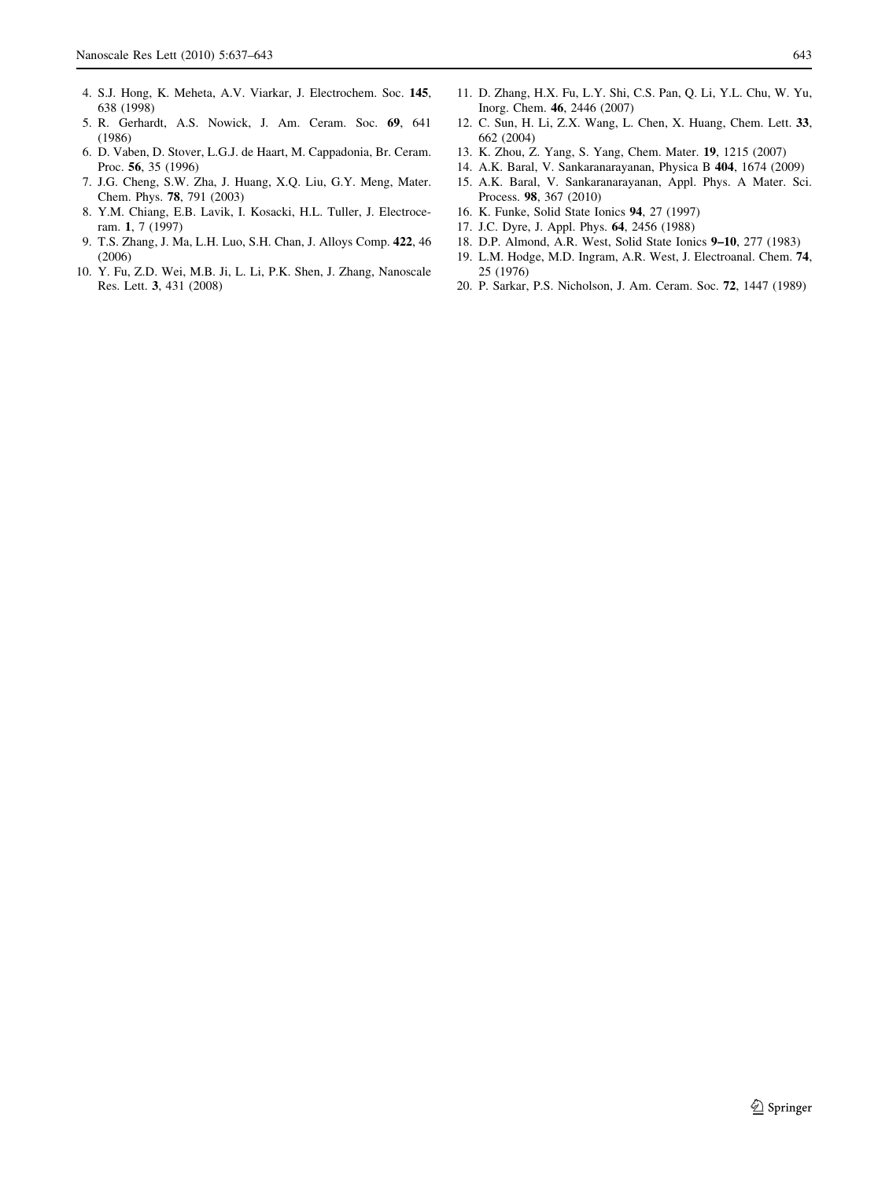4. S.J. Hong, K. Meheta, A.V. Viarkar, J. Electrochem. Soc. **145**, 638 (1998)
5. R. Gerhardt, A.S. Nowick, J. Am. Ceram. Soc. **69**, 641 (1986)
6. D. Vaben, D. Stover, L.G.J. de Haart, M. Cappadonia, Br. Ceram. Proc. **56**, 35 (1996)
7. J.G. Cheng, S.W. Zha, J. Huang, X.Q. Liu, G.Y. Meng, Mater. Chem. Phys. **78**, 791 (2003)
8. Y.M. Chiang, E.B. Lavik, I. Kosacki, H.L. Tuller, J. Electroceram. **1**, 7 (1997)
9. T.S. Zhang, J. Ma, L.H. Luo, S.H. Chan, J. Alloys Comp. **422**, 46 (2006)
10. Y. Fu, Z.D. Wei, M.B. Ji, L. Li, P.K. Shen, J. Zhang, Nanoscale Res. Lett. **3**, 431 (2008)
11. D. Zhang, H.X. Fu, L.Y. Shi, C.S. Pan, Q. Li, Y.L. Chu, W. Yu, Inorg. Chem. **46**, 2446 (2007)
12. C. Sun, H. Li, Z.X. Wang, L. Chen, X. Huang, Chem. Lett. **33**, 662 (2004)
13. K. Zhou, Z. Yang, S. Yang, Chem. Mater. **19**, 1215 (2007)
14. A.K. Baral, V. Sankaranarayanan, Physica B **404**, 1674 (2009)
15. A.K. Baral, V. Sankaranarayanan, Appl. Phys. A Mater. Sci. Process. **98**, 367 (2010)
16. K. Funke, Solid State Ionics **94**, 27 (1997)
17. J.C. Dyre, J. Appl. Phys. **64**, 2456 (1988)
18. D.P. Almond, A.R. West, Solid State Ionics **9–10**, 277 (1983)
19. L.M. Hodge, M.D. Ingram, A.R. West, J. Electroanal. Chem. **74**, 25 (1976)
20. P. Sarkar, P.S. Nicholson, J. Am. Ceram. Soc. **72**, 1447 (1989)